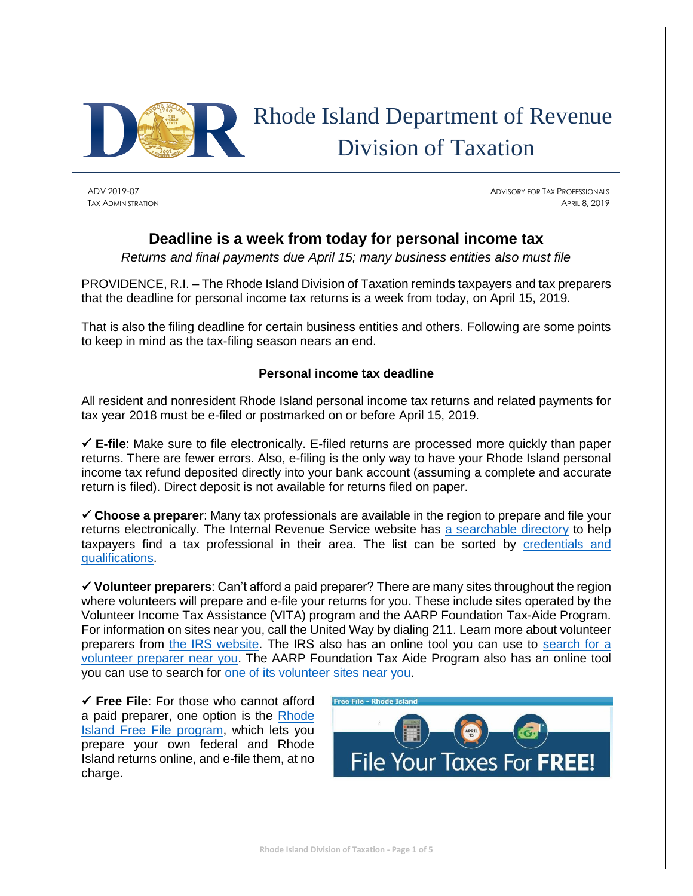# Rhode Island Department of Revenue Division of Taxation

ADV 2019-07
TAX ADMINISTRATION

ADVISORY FOR TAX PROFESSIONALS
APRIL 8, 2019

## Deadline is a week from today for personal income tax

*Returns and final payments due April 15; many business entities also must file*

PROVIDENCE, R.I. – The Rhode Island Division of Taxation reminds taxpayers and tax preparers that the deadline for personal income tax returns is a week from today, on April 15, 2019.

That is also the filing deadline for certain business entities and others. Following are some points to keep in mind as the tax-filing season nears an end.

### Personal income tax deadline

All resident and nonresident Rhode Island personal income tax returns and related payments for tax year 2018 must be e-filed or postmarked on or before April 15, 2019.

✓ **E-file**: Make sure to file electronically. E-filed returns are processed more quickly than paper returns. There are fewer errors. Also, e-filing is the only way to have your Rhode Island personal income tax refund deposited directly into your bank account (assuming a complete and accurate return is filed). Direct deposit is not available for returns filed on paper.

✓ **Choose a preparer**: Many tax professionals are available in the region to prepare and file your returns electronically. The Internal Revenue Service website has a searchable directory to help taxpayers find a tax professional in their area. The list can be sorted by credentials and qualifications.

✓ **Volunteer preparers**: Can't afford a paid preparer? There are many sites throughout the region where volunteers will prepare and e-file your returns for you. These include sites operated by the Volunteer Income Tax Assistance (VITA) program and the AARP Foundation Tax-Aide Program. For information on sites near you, call the United Way by dialing 211. Learn more about volunteer preparers from the IRS website. The IRS also has an online tool you can use to search for a volunteer preparer near you. The AARP Foundation Tax Aide Program also has an online tool you can use to search for one of its volunteer sites near you.

✓ **Free File**: For those who cannot afford a paid preparer, one option is the Rhode Island Free File program, which lets you prepare your own federal and Rhode Island returns online, and e-file them, at no charge.

Free File - Rhode Island

File Your Taxes For **FREE!**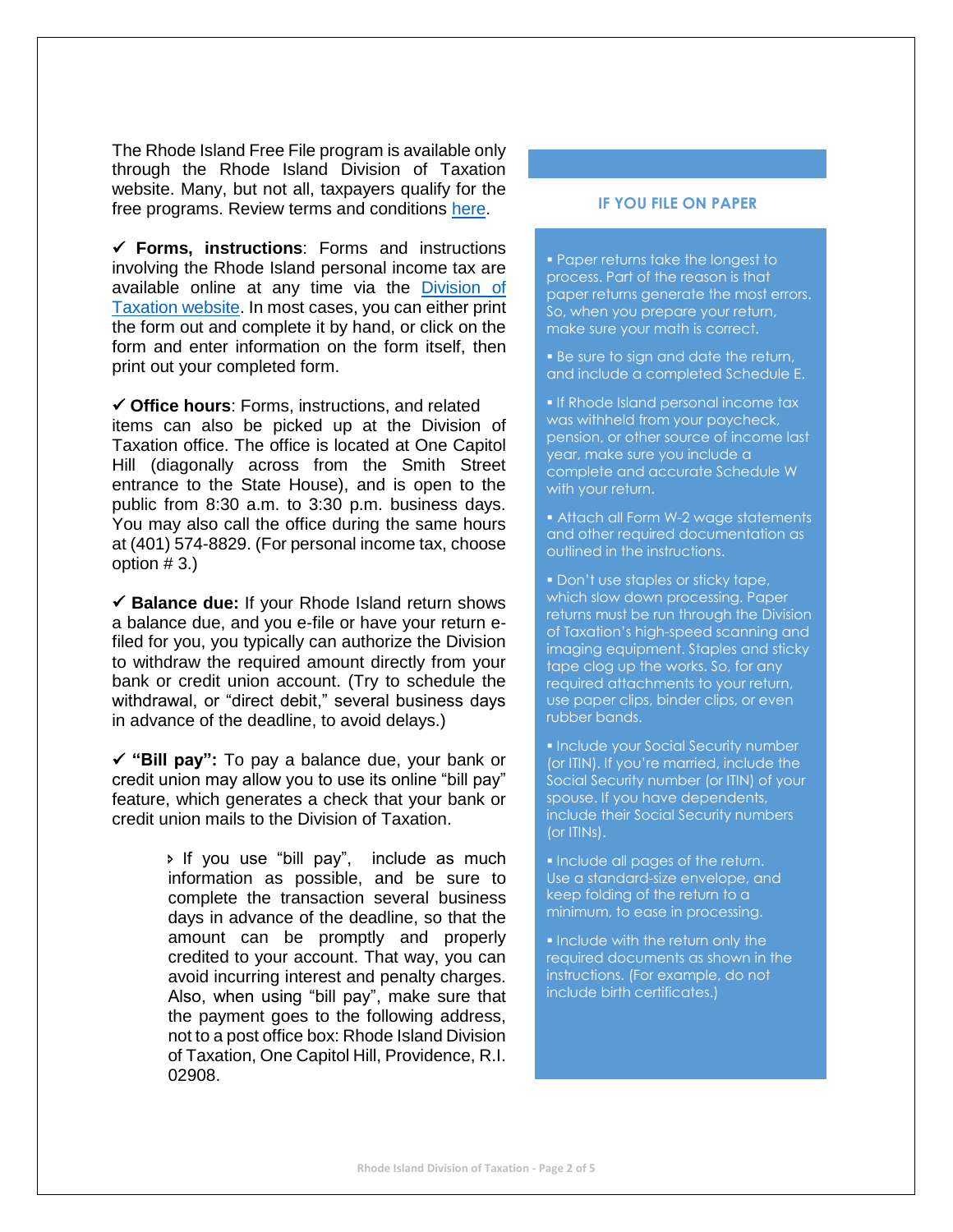The Rhode Island Free File program is available only through the Rhode Island Division of Taxation website. Many, but not all, taxpayers qualify for the free programs. Review terms and conditions here.

✓ **Forms, instructions**: Forms and instructions involving the Rhode Island personal income tax are available online at any time via the Division of Taxation website. In most cases, you can either print the form out and complete it by hand, or click on the form and enter information on the form itself, then print out your completed form.

✓ **Office hours**: Forms, instructions, and related items can also be picked up at the Division of Taxation office. The office is located at One Capitol Hill (diagonally across from the Smith Street entrance to the State House), and is open to the public from 8:30 a.m. to 3:30 p.m. business days. You may also call the office during the same hours at (401) 574-8829. (For personal income tax, choose option # 3.)

✓ **Balance due:** If your Rhode Island return shows a balance due, and you e-file or have your return e-filed for you, you typically can authorize the Division to withdraw the required amount directly from your bank or credit union account. (Try to schedule the withdrawal, or "direct debit," several business days in advance of the deadline, to avoid delays.)

✓ **"Bill pay":** To pay a balance due, your bank or credit union may allow you to use its online "bill pay" feature, which generates a check that your bank or credit union mails to the Division of Taxation.

> ‣ If you use "bill pay", include as much information as possible, and be sure to complete the transaction several business days in advance of the deadline, so that the amount can be promptly and properly credited to your account. That way, you can avoid incurring interest and penalty charges. Also, when using "bill pay", make sure that the payment goes to the following address, not to a post office box: Rhode Island Division of Taxation, One Capitol Hill, Providence, R.I. 02908.

### IF YOU FILE ON PAPER

- Paper returns take the longest to process. Part of the reason is that paper returns generate the most errors. So, when you prepare your return, make sure your math is correct.
- Be sure to sign and date the return, and include a completed Schedule E.
- If Rhode Island personal income tax was withheld from your paycheck, pension, or other source of income last year, make sure you include a complete and accurate Schedule W with your return.
- Attach all Form W-2 wage statements and other required documentation as outlined in the instructions.
- Don't use staples or sticky tape, which slow down processing. Paper returns must be run through the Division of Taxation's high-speed scanning and imaging equipment. Staples and sticky tape clog up the works. So, for any required attachments to your return, use paper clips, binder clips, or even rubber bands.
- Include your Social Security number (or ITIN). If you're married, include the Social Security number (or ITIN) of your spouse. If you have dependents, include their Social Security numbers (or ITINs).
- Include all pages of the return. Use a standard-size envelope, and keep folding of the return to a minimum, to ease in processing.
- Include with the return only the required documents as shown in the instructions. (For example, do not include birth certificates.)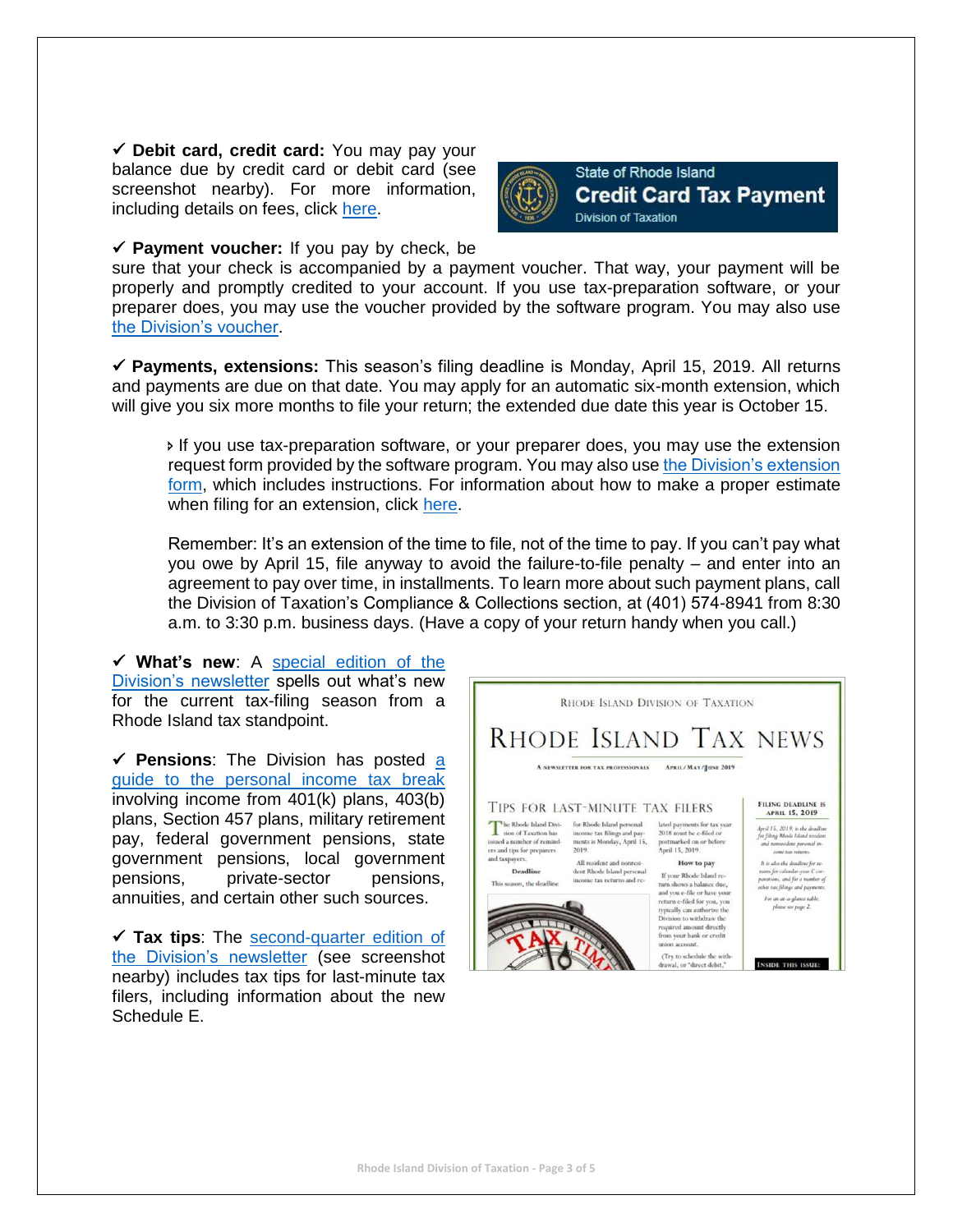✓ **Debit card, credit card:** You may pay your balance due by credit card or debit card (see screenshot nearby). For more information, including details on fees, click here.

✓ **Payment voucher:** If you pay by check, be sure that your check is accompanied by a payment voucher. That way, your payment will be properly and promptly credited to your account. If you use tax-preparation software, or your preparer does, you may use the voucher provided by the software program. You may also use the Division's voucher.

✓ **Payments, extensions:** This season's filing deadline is Monday, April 15, 2019. All returns and payments are due on that date. You may apply for an automatic six-month extension, which will give you six more months to file your return; the extended due date this year is October 15.

> ▸ If you use tax-preparation software, or your preparer does, you may use the extension request form provided by the software program. You may also use the Division's extension form, which includes instructions. For information about how to make a proper estimate when filing for an extension, click here.
>
> Remember: It's an extension of the time to file, not of the time to pay. If you can't pay what you owe by April 15, file anyway to avoid the failure-to-file penalty – and enter into an agreement to pay over time, in installments. To learn more about such payment plans, call the Division of Taxation's Compliance & Collections section, at (401) 574-8941 from 8:30 a.m. to 3:30 p.m. business days. (Have a copy of your return handy when you call.)

✓ **What's new**: A special edition of the Division's newsletter spells out what's new for the current tax-filing season from a Rhode Island tax standpoint.

✓ **Pensions**: The Division has posted a guide to the personal income tax break involving income from 401(k) plans, 403(b) plans, Section 457 plans, military retirement pay, federal government pensions, state government pensions, local government pensions, private-sector pensions, annuities, and certain other such sources.

✓ **Tax tips**: The second-quarter edition of the Division's newsletter (see screenshot nearby) includes tax tips for last-minute tax filers, including information about the new Schedule E.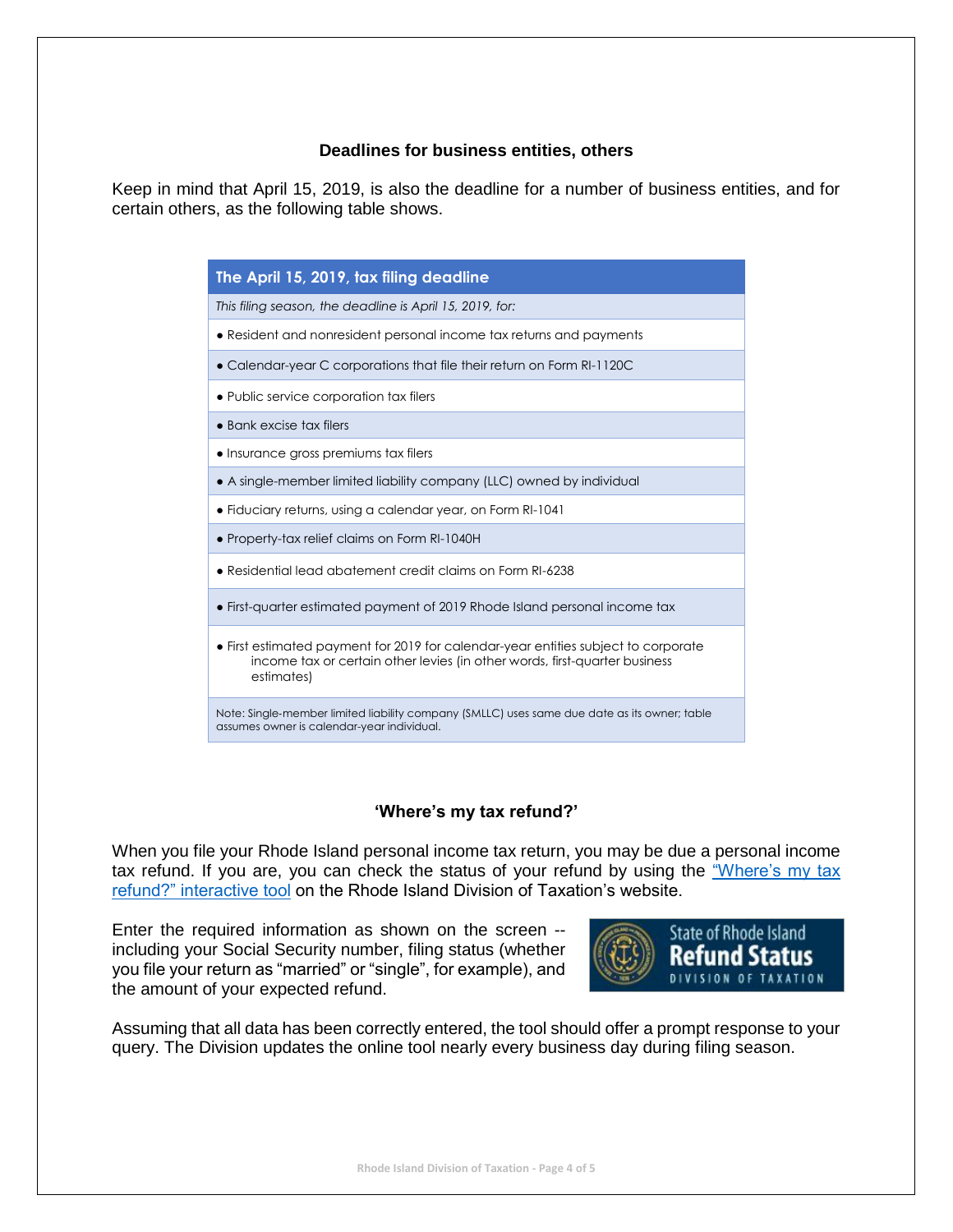### Deadlines for business entities, others

Keep in mind that April 15, 2019, is also the deadline for a number of business entities, and for certain others, as the following table shows.

| The April 15, 2019, tax filing deadline |
| --- |
| *This filing season, the deadline is April 15, 2019, for:* |
| • Resident and nonresident personal income tax returns and payments |
| • Calendar-year C corporations that file their return on Form RI-1120C |
| • Public service corporation tax filers |
| • Bank excise tax filers |
| • Insurance gross premiums tax filers |
| • A single-member limited liability company (LLC) owned by individual |
| • Fiduciary returns, using a calendar year, on Form RI-1041 |
| • Property-tax relief claims on Form RI-1040H |
| • Residential lead abatement credit claims on Form RI-6238 |
| • First-quarter estimated payment of 2019 Rhode Island personal income tax |
| • First estimated payment for 2019 for calendar-year entities subject to corporate income tax or certain other levies (in other words, first-quarter business estimates) |
| Note: Single-member limited liability company (SMLLC) uses same due date as its owner; table assumes owner is calendar-year individual. |

### 'Where's my tax refund?'

When you file your Rhode Island personal income tax return, you may be due a personal income tax refund. If you are, you can check the status of your refund by using the "Where's my tax refund?" interactive tool on the Rhode Island Division of Taxation's website.

Enter the required information as shown on the screen -- including your Social Security number, filing status (whether you file your return as "married" or "single", for example), and the amount of your expected refund.

State of Rhode Island
**Refund Status**
DIVISION OF TAXATION

Assuming that all data has been correctly entered, the tool should offer a prompt response to your query. The Division updates the online tool nearly every business day during filing season.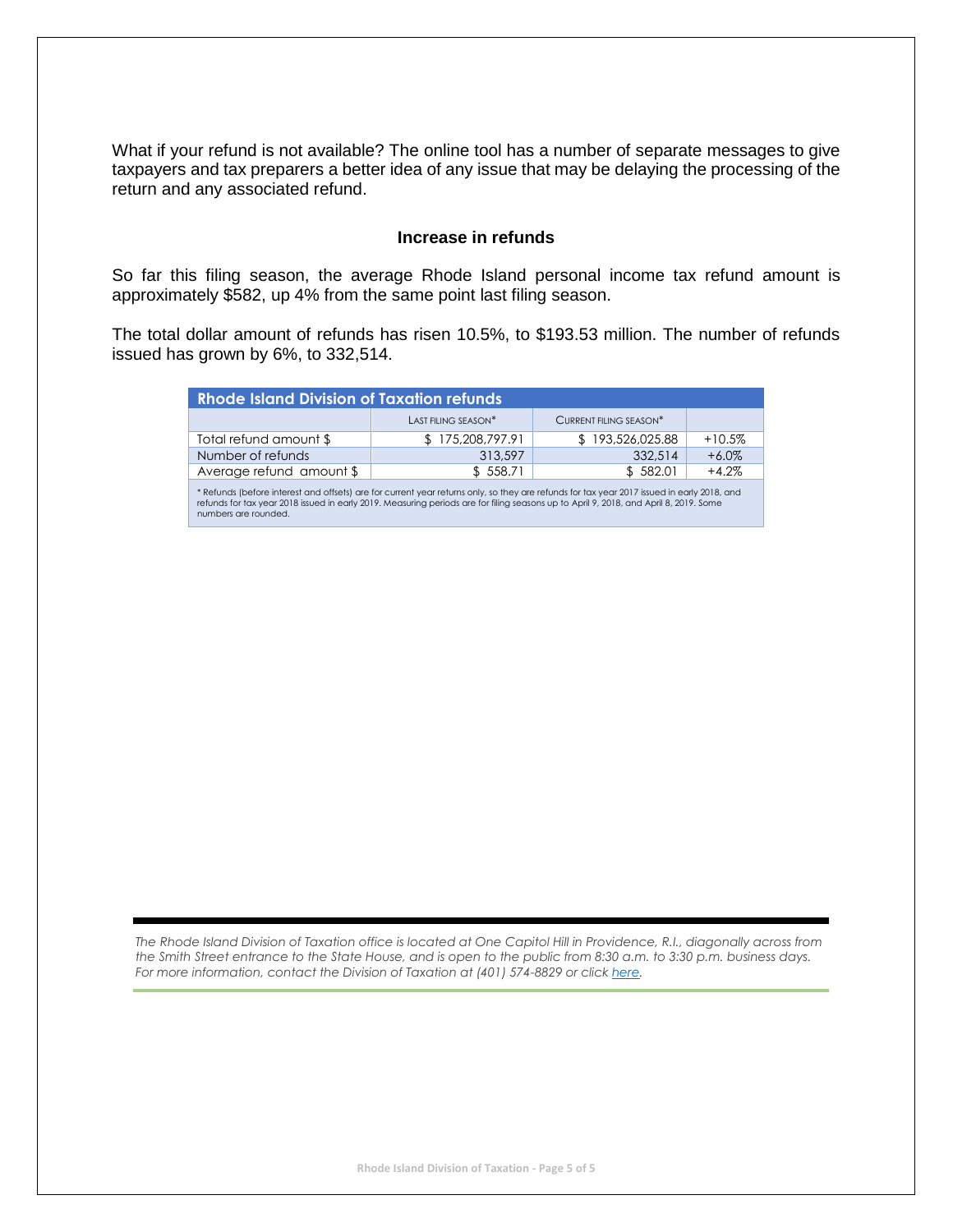What if your refund is not available? The online tool has a number of separate messages to give taxpayers and tax preparers a better idea of any issue that may be delaying the processing of the return and any associated refund.

### Increase in refunds

So far this filing season, the average Rhode Island personal income tax refund amount is approximately $582, up 4% from the same point last filing season.

The total dollar amount of refunds has risen 10.5%, to $193.53 million. The number of refunds issued has grown by 6%, to 332,514.

**Rhode Island Division of Taxation refunds**

| | LAST FILING SEASON* | CURRENT FILING SEASON* | |
|---|---|---|---|
| Total refund amount $ | $ 175,208,797.91 | $ 193,526,025.88 | +10.5% |
| Number of refunds | 313,597 | 332,514 | +6.0% |
| Average refund amount $ | $ 558.71 | $ 582.01 | +4.2% |

* Refunds (before interest and offsets) are for current year returns only, so they are refunds for tax year 2017 issued in early 2018, and refunds for tax year 2018 issued in early 2019. Measuring periods are for filing seasons up to April 9, 2018, and April 8, 2019. Some numbers are rounded.

---

*The Rhode Island Division of Taxation office is located at One Capitol Hill in Providence, R.I., diagonally across from the Smith Street entrance to the State House, and is open to the public from 8:30 a.m. to 3:30 p.m. business days. For more information, contact the Division of Taxation at (401) 574-8829 or click here.*